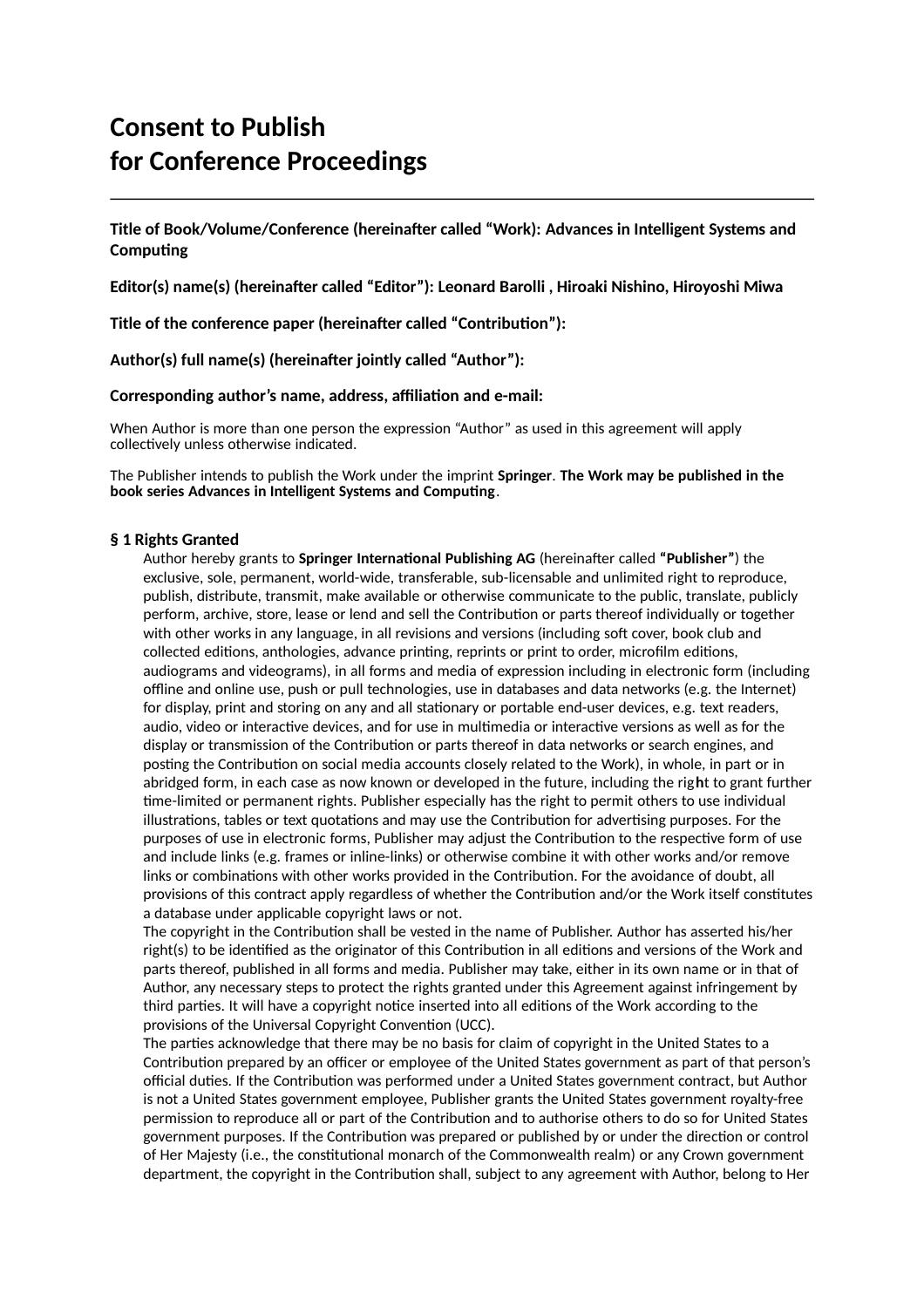# Consent to Publish
# for Conference Proceedings

---

**Title of Book/Volume/Conference (hereinafter called "Work): Advances in Intelligent Systems and Computing**

**Editor(s) name(s) (hereinafter called "Editor"): Leonard Barolli , Hiroaki Nishino, Hiroyoshi Miwa**

**Title of the conference paper (hereinafter called "Contribution"):**

**Author(s) full name(s) (hereinafter jointly called "Author"):**

**Corresponding author's name, address, affiliation and e-mail:**

When Author is more than one person the expression "Author" as used in this agreement will apply collectively unless otherwise indicated.

The Publisher intends to publish the Work under the imprint **Springer**. **The Work may be published in the book series Advances in Intelligent Systems and Computing**.

**§ 1 Rights Granted**

Author hereby grants to **Springer International Publishing AG** (hereinafter called **"Publisher"**) the exclusive, sole, permanent, world-wide, transferable, sub-licensable and unlimited right to reproduce, publish, distribute, transmit, make available or otherwise communicate to the public, translate, publicly perform, archive, store, lease or lend and sell the Contribution or parts thereof individually or together with other works in any language, in all revisions and versions (including soft cover, book club and collected editions, anthologies, advance printing, reprints or print to order, microfilm editions, audiograms and videograms), in all forms and media of expression including in electronic form (including offline and online use, push or pull technologies, use in databases and data networks (e.g. the Internet) for display, print and storing on any and all stationary or portable end-user devices, e.g. text readers, audio, video or interactive devices, and for use in multimedia or interactive versions as well as for the display or transmission of the Contribution or parts thereof in data networks or search engines, and posting the Contribution on social media accounts closely related to the Work), in whole, in part or in abridged form, in each case as now known or developed in the future, including the right to grant further time-limited or permanent rights. Publisher especially has the right to permit others to use individual illustrations, tables or text quotations and may use the Contribution for advertising purposes. For the purposes of use in electronic forms, Publisher may adjust the Contribution to the respective form of use and include links (e.g. frames or inline-links) or otherwise combine it with other works and/or remove links or combinations with other works provided in the Contribution. For the avoidance of doubt, all provisions of this contract apply regardless of whether the Contribution and/or the Work itself constitutes a database under applicable copyright laws or not.

The copyright in the Contribution shall be vested in the name of Publisher. Author has asserted his/her right(s) to be identified as the originator of this Contribution in all editions and versions of the Work and parts thereof, published in all forms and media. Publisher may take, either in its own name or in that of Author, any necessary steps to protect the rights granted under this Agreement against infringement by third parties. It will have a copyright notice inserted into all editions of the Work according to the provisions of the Universal Copyright Convention (UCC).

The parties acknowledge that there may be no basis for claim of copyright in the United States to a Contribution prepared by an officer or employee of the United States government as part of that person's official duties. If the Contribution was performed under a United States government contract, but Author is not a United States government employee, Publisher grants the United States government royalty-free permission to reproduce all or part of the Contribution and to authorise others to do so for United States government purposes. If the Contribution was prepared or published by or under the direction or control of Her Majesty (i.e., the constitutional monarch of the Commonwealth realm) or any Crown government department, the copyright in the Contribution shall, subject to any agreement with Author, belong to Her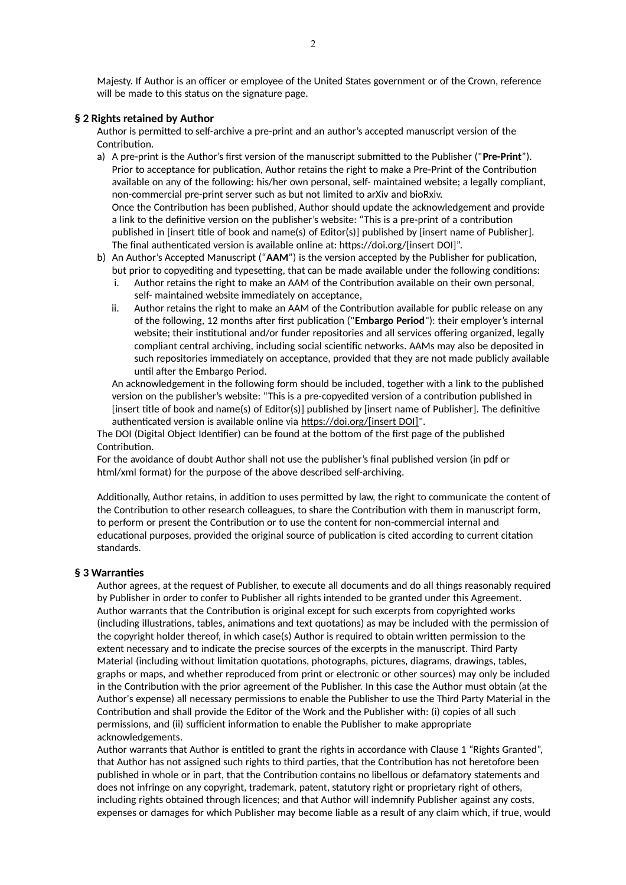Majesty. If Author is an officer or employee of the United States government or of the Crown, reference will be made to this status on the signature page.

**§ 2 Rights retained by Author**

Author is permitted to self-archive a pre-print and an author's accepted manuscript version of the Contribution.

a) A pre-print is the Author's first version of the manuscript submitted to the Publisher ("**Pre-Print**"). Prior to acceptance for publication, Author retains the right to make a Pre-Print of the Contribution available on any of the following: his/her own personal, self- maintained website; a legally compliant, non-commercial pre-print server such as but not limited to arXiv and bioRxiv.
   Once the Contribution has been published, Author should update the acknowledgement and provide a link to the definitive version on the publisher's website: "This is a pre-print of a contribution published in [insert title of book and name(s) of Editor(s)] published by [insert name of Publisher]. The final authenticated version is available online at: https://doi.org/[insert DOI]".

b) An Author's Accepted Manuscript ("**AAM**") is the version accepted by the Publisher for publication, but prior to copyediting and typesetting, that can be made available under the following conditions:
   i. Author retains the right to make an AAM of the Contribution available on their own personal, self- maintained website immediately on acceptance,
   ii. Author retains the right to make an AAM of the Contribution available for public release on any of the following, 12 months after first publication ("**Embargo Period**"): their employer's internal website; their institutional and/or funder repositories and all services offering organized, legally compliant central archiving, including social scientific networks. AAMs may also be deposited in such repositories immediately on acceptance, provided that they are not made publicly available until after the Embargo Period.

   An acknowledgement in the following form should be included, together with a link to the published version on the publisher's website: "This is a pre-copyedited version of a contribution published in [insert title of book and name(s) of Editor(s)] published by [insert name of Publisher]. The definitive authenticated version is available online via https://doi.org/[insert DOI]".

The DOI (Digital Object Identifier) can be found at the bottom of the first page of the published Contribution.

For the avoidance of doubt Author shall not use the publisher's final published version (in pdf or html/xml format) for the purpose of the above described self-archiving.

Additionally, Author retains, in addition to uses permitted by law, the right to communicate the content of the Contribution to other research colleagues, to share the Contribution with them in manuscript form, to perform or present the Contribution or to use the content for non-commercial internal and educational purposes, provided the original source of publication is cited according to current citation standards.

**§ 3 Warranties**

Author agrees, at the request of Publisher, to execute all documents and do all things reasonably required by Publisher in order to confer to Publisher all rights intended to be granted under this Agreement. Author warrants that the Contribution is original except for such excerpts from copyrighted works (including illustrations, tables, animations and text quotations) as may be included with the permission of the copyright holder thereof, in which case(s) Author is required to obtain written permission to the extent necessary and to indicate the precise sources of the excerpts in the manuscript. Third Party Material (including without limitation quotations, photographs, pictures, diagrams, drawings, tables, graphs or maps, and whether reproduced from print or electronic or other sources) may only be included in the Contribution with the prior agreement of the Publisher. In this case the Author must obtain (at the Author's expense) all necessary permissions to enable the Publisher to use the Third Party Material in the Contribution and shall provide the Editor of the Work and the Publisher with: (i) copies of all such permissions, and (ii) sufficient information to enable the Publisher to make appropriate acknowledgements.

Author warrants that Author is entitled to grant the rights in accordance with Clause 1 "Rights Granted", that Author has not assigned such rights to third parties, that the Contribution has not heretofore been published in whole or in part, that the Contribution contains no libellous or defamatory statements and does not infringe on any copyright, trademark, patent, statutory right or proprietary right of others, including rights obtained through licences; and that Author will indemnify Publisher against any costs, expenses or damages for which Publisher may become liable as a result of any claim which, if true, would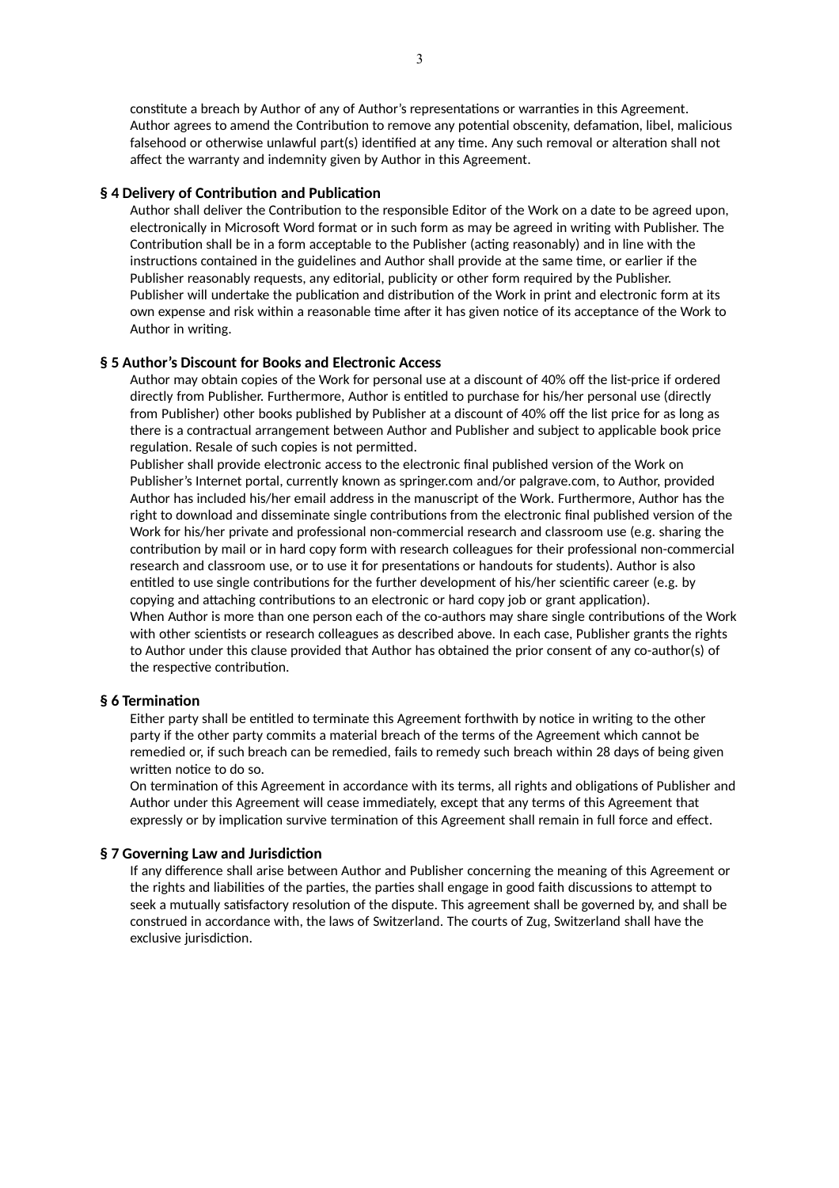constitute a breach by Author of any of Author's representations or warranties in this Agreement. Author agrees to amend the Contribution to remove any potential obscenity, defamation, libel, malicious falsehood or otherwise unlawful part(s) identified at any time. Any such removal or alteration shall not affect the warranty and indemnity given by Author in this Agreement.

**§ 4 Delivery of Contribution and Publication**

Author shall deliver the Contribution to the responsible Editor of the Work on a date to be agreed upon, electronically in Microsoft Word format or in such form as may be agreed in writing with Publisher. The Contribution shall be in a form acceptable to the Publisher (acting reasonably) and in line with the instructions contained in the guidelines and Author shall provide at the same time, or earlier if the Publisher reasonably requests, any editorial, publicity or other form required by the Publisher. Publisher will undertake the publication and distribution of the Work in print and electronic form at its own expense and risk within a reasonable time after it has given notice of its acceptance of the Work to Author in writing.

**§ 5 Author's Discount for Books and Electronic Access**

Author may obtain copies of the Work for personal use at a discount of 40% off the list-price if ordered directly from Publisher. Furthermore, Author is entitled to purchase for his/her personal use (directly from Publisher) other books published by Publisher at a discount of 40% off the list price for as long as there is a contractual arrangement between Author and Publisher and subject to applicable book price regulation. Resale of such copies is not permitted.

Publisher shall provide electronic access to the electronic final published version of the Work on Publisher's Internet portal, currently known as springer.com and/or palgrave.com, to Author, provided Author has included his/her email address in the manuscript of the Work. Furthermore, Author has the right to download and disseminate single contributions from the electronic final published version of the Work for his/her private and professional non-commercial research and classroom use (e.g. sharing the contribution by mail or in hard copy form with research colleagues for their professional non-commercial research and classroom use, or to use it for presentations or handouts for students). Author is also entitled to use single contributions for the further development of his/her scientific career (e.g. by copying and attaching contributions to an electronic or hard copy job or grant application).

When Author is more than one person each of the co-authors may share single contributions of the Work with other scientists or research colleagues as described above. In each case, Publisher grants the rights to Author under this clause provided that Author has obtained the prior consent of any co-author(s) of the respective contribution.

**§ 6 Termination**

Either party shall be entitled to terminate this Agreement forthwith by notice in writing to the other party if the other party commits a material breach of the terms of the Agreement which cannot be remedied or, if such breach can be remedied, fails to remedy such breach within 28 days of being given written notice to do so.

On termination of this Agreement in accordance with its terms, all rights and obligations of Publisher and Author under this Agreement will cease immediately, except that any terms of this Agreement that expressly or by implication survive termination of this Agreement shall remain in full force and effect.

**§ 7 Governing Law and Jurisdiction**

If any difference shall arise between Author and Publisher concerning the meaning of this Agreement or the rights and liabilities of the parties, the parties shall engage in good faith discussions to attempt to seek a mutually satisfactory resolution of the dispute. This agreement shall be governed by, and shall be construed in accordance with, the laws of Switzerland. The courts of Zug, Switzerland shall have the exclusive jurisdiction.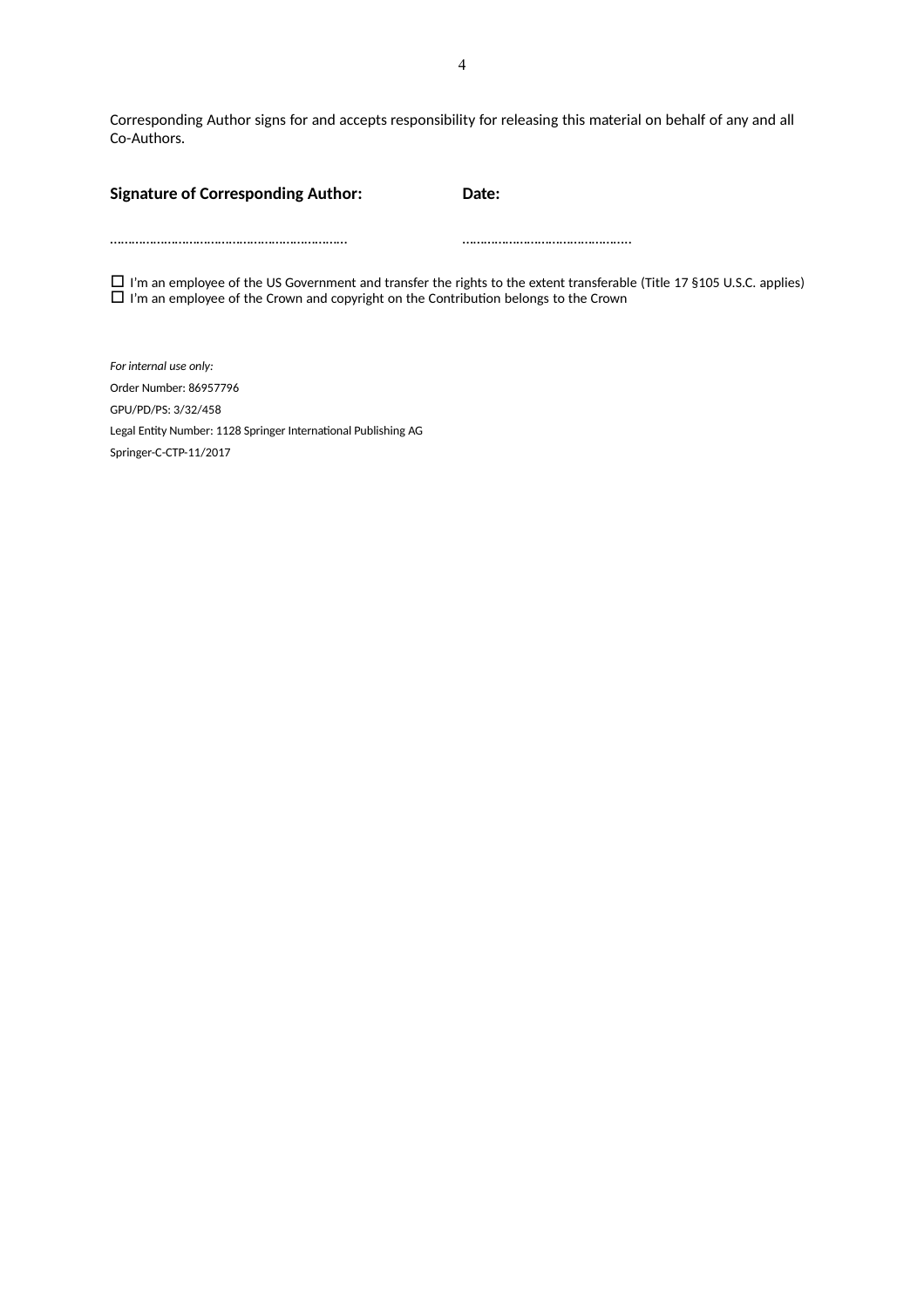Corresponding Author signs for and accepts responsibility for releasing this material on behalf of any and all Co-Authors.

**Signature of Corresponding Author:** **Date:**

……………………………………………………… ……………………………………….

☐ I'm an employee of the US Government and transfer the rights to the extent transferable (Title 17 §105 U.S.C. applies)
☐ I'm an employee of the Crown and copyright on the Contribution belongs to the Crown

*For internal use only:*

Order Number: 86957796

GPU/PD/PS: 3/32/458

Legal Entity Number: 1128 Springer International Publishing AG

Springer-C-CTP-11/2017